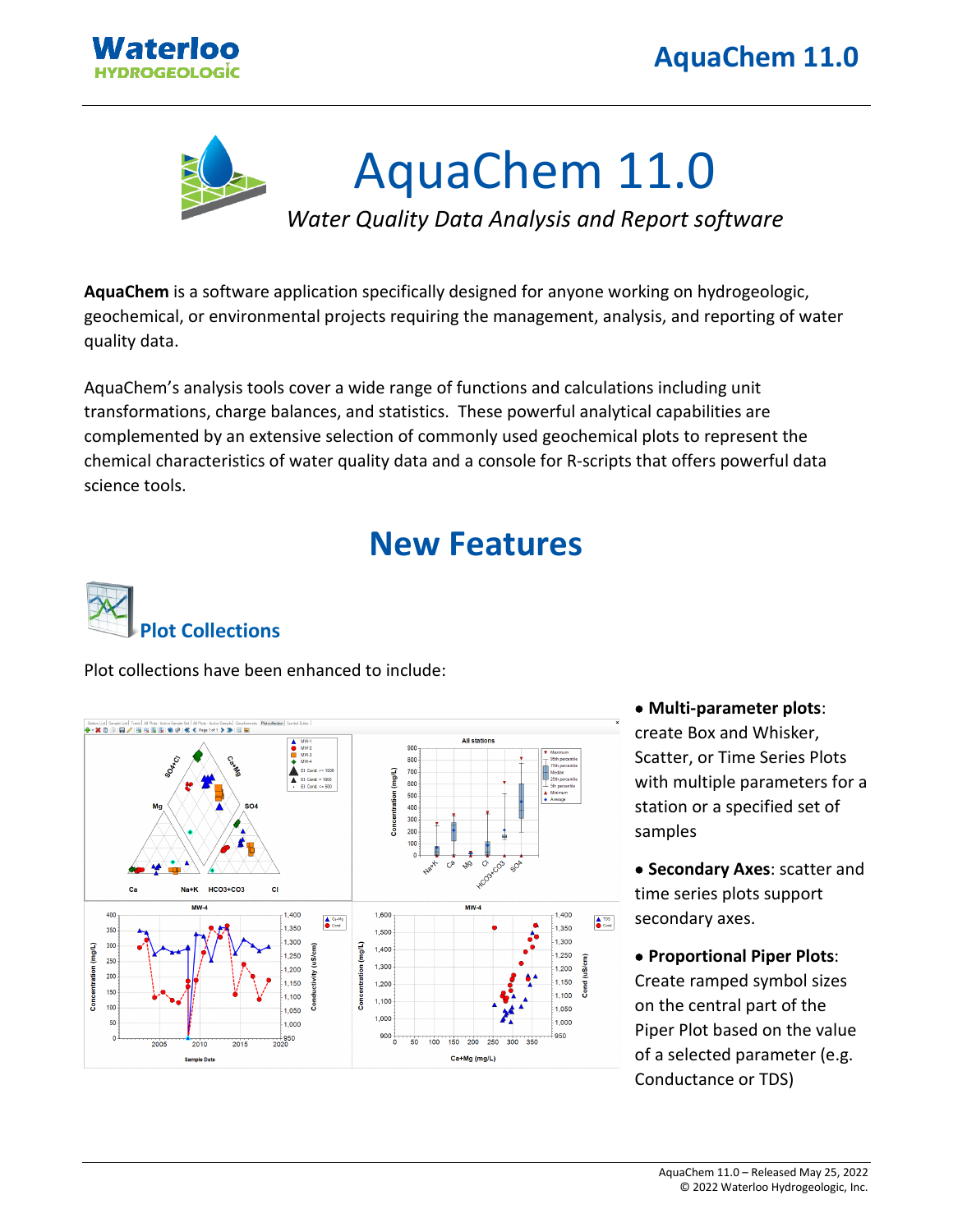# AquaChem 11.0

*Water Quality Data Analysis and Report software*

**AquaChem** is a software application specifically designed for anyone working on hydrogeologic, geochemical, or environmental projects requiring the management, analysis, and reporting of water quality data.

AquaChem's analysis tools cover a wide range of functions and calculations including unit transformations, charge balances, and statistics. These powerful analytical capabilities are complemented by an extensive selection of commonly used geochemical plots to represent the chemical characteristics of water quality data and a console for R-scripts that offers powerful data science tools.

## New Features

### Plot Collections

Plot collections have been enhanced to include:

- **Multi-parameter plots**: create Box and Whisker, Scatter, or Time Series Plots with multiple parameters for a station or a specified set of samples
- **Secondary Axes**: scatter and time series plots support secondary axes.
- **Proportional Piper Plots**: Create ramped symbol sizes on the central part of the Piper Plot based on the value of a selected parameter (e.g. Conductance or TDS)

AquaChem 11.0 – Released May 25, 2022
© 2022 Waterloo Hydrogeologic, Inc.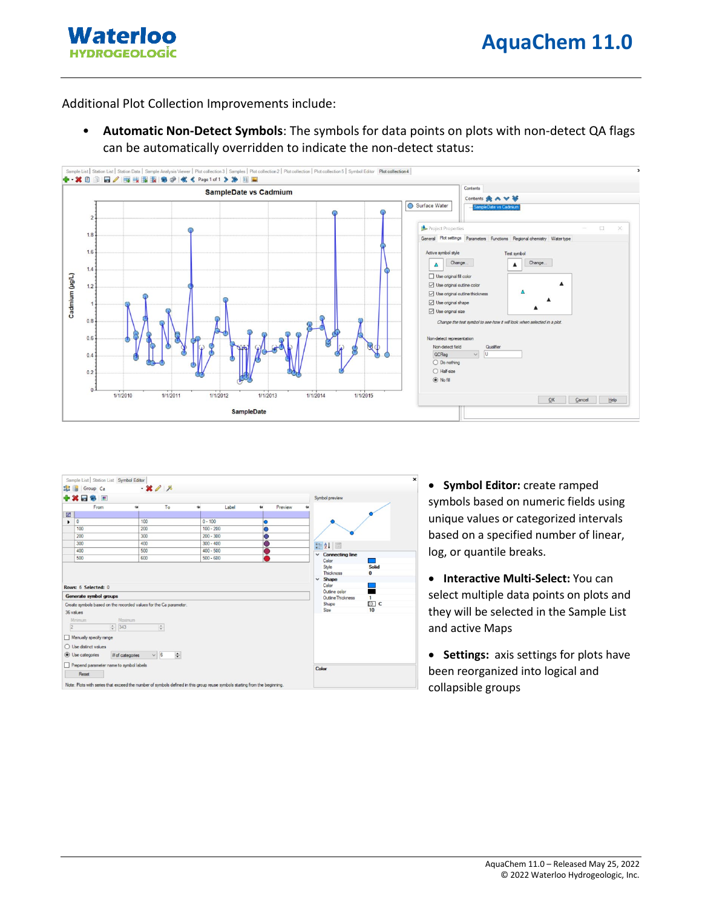Additional Plot Collection Improvements include:

- **Automatic Non-Detect Symbols**: The symbols for data points on plots with non-detect QA flags can be automatically overridden to indicate the non-detect status:

- **Symbol Editor:** create ramped symbols based on numeric fields using unique values or categorized intervals based on a specified number of linear, log, or quantile breaks.

- **Interactive Multi-Select:** You can select multiple data points on plots and they will be selected in the Sample List and active Maps

- **Settings:** axis settings for plots have been reorganized into logical and collapsible groups

AquaChem 11.0 – Released May 25, 2022
© 2022 Waterloo Hydrogeologic, Inc.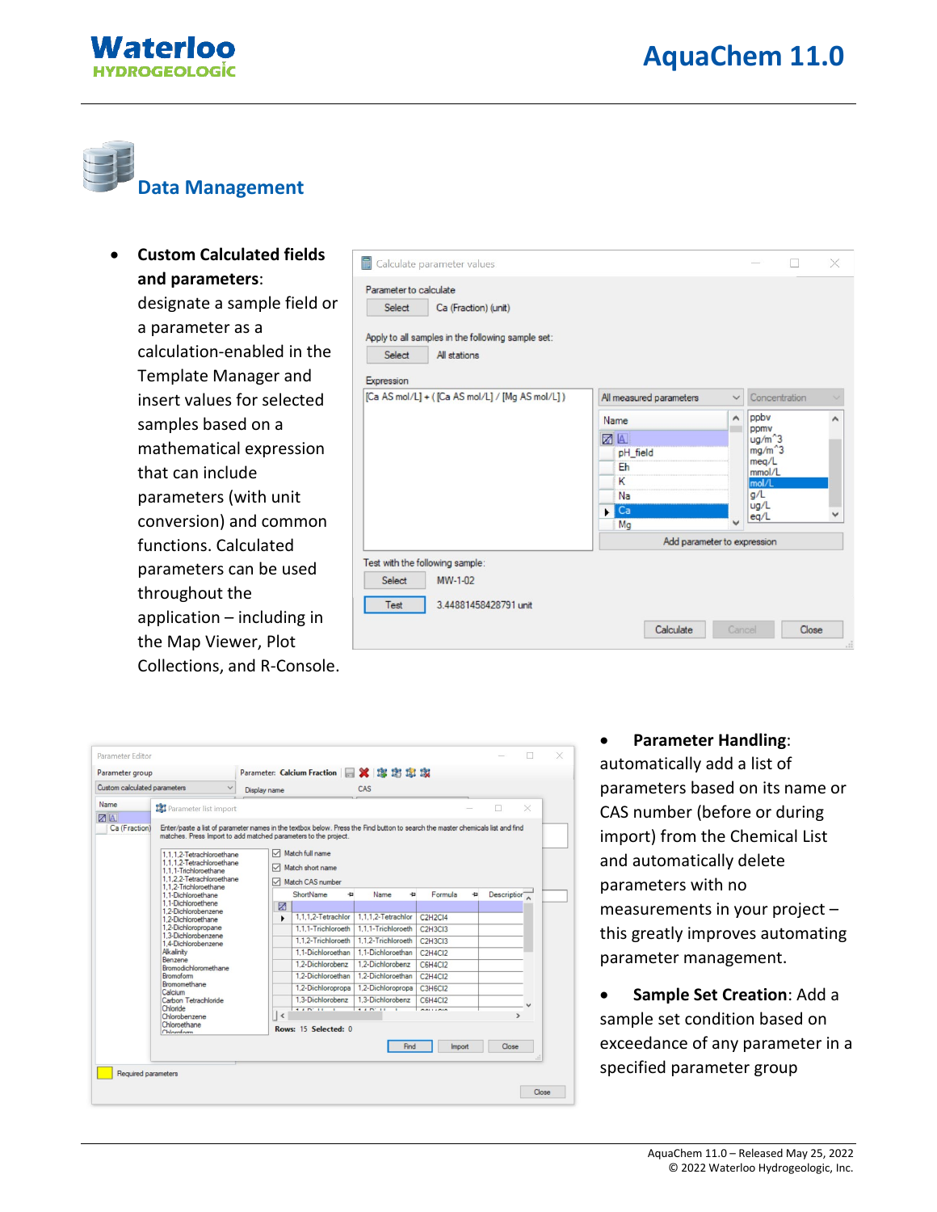## Data Management

- **Custom Calculated fields and parameters**: designate a sample field or a parameter as a calculation-enabled in the Template Manager and insert values for selected samples based on a mathematical expression that can include parameters (with unit conversion) and common functions. Calculated parameters can be used throughout the application – including in the Map Viewer, Plot Collections, and R-Console.

- **Parameter Handling**: automatically add a list of parameters based on its name or CAS number (before or during import) from the Chemical List and automatically delete parameters with no measurements in your project – this greatly improves automating parameter management.

- **Sample Set Creation**: Add a sample set condition based on exceedance of any parameter in a specified parameter group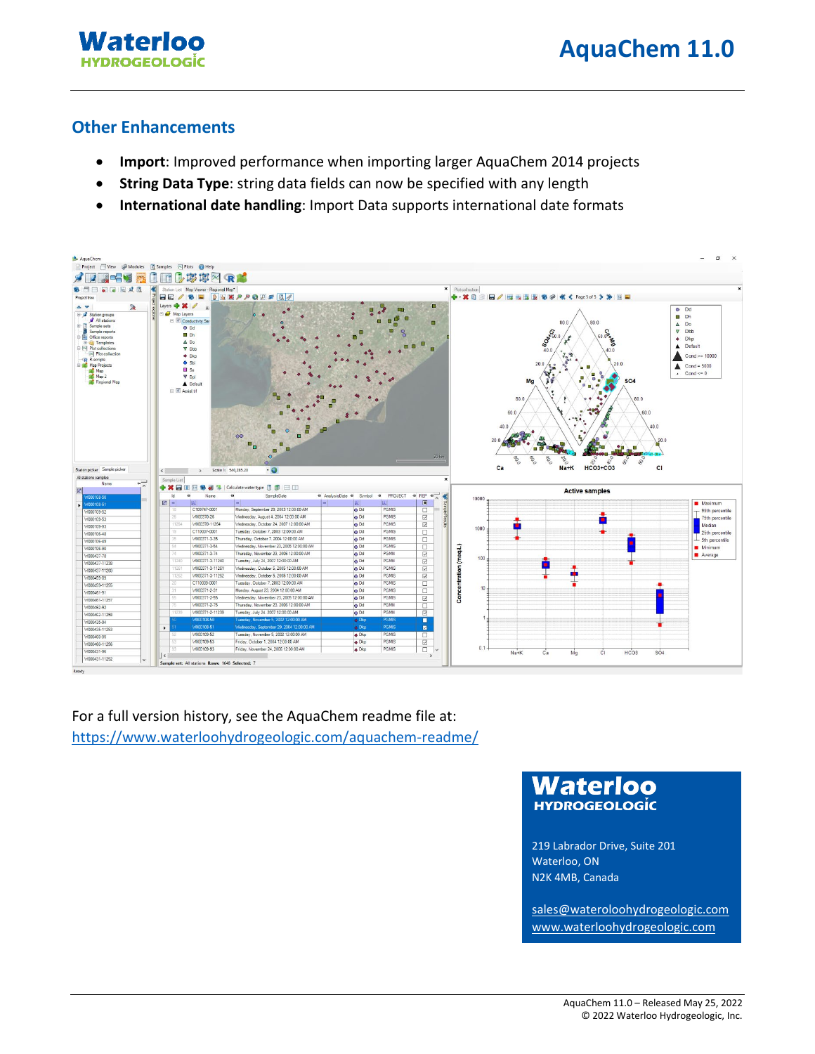## Other Enhancements

- **Import**: Improved performance when importing larger AquaChem 2014 projects
- **String Data Type**: string data fields can now be specified with any length
- **International date handling**: Import Data supports international date formats

For a full version history, see the AquaChem readme file at:
https://www.waterloohydrogeologic.com/aquachem-readme/

**Waterloo HYDROGEOLOGIC**

219 Labrador Drive, Suite 201
Waterloo, ON
N2K 4MB, Canada

sales@waterloohydrogeologic.com
www.waterloohydrogeologic.com

AquaChem 11.0 – Released May 25, 2022
© 2022 Waterloo Hydrogeologic, Inc.